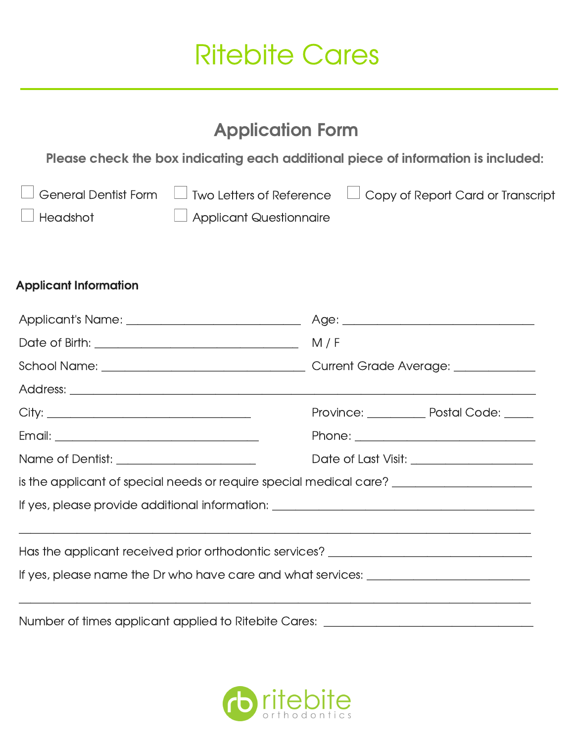# Ritebite Cares

## Application Form

**Please check the box indicating each additional piece of information is included:**

- ☐ General Dentist Form
- ☐ Two Letters of Reference
- ☐ Copy of Report Card or Transcript
- ☐ Headshot
- ☐ Applicant Questionnaire

### Applicant Information

Applicant's Name: ____________________________ Age: ______________________________

Date of Birth: ________________________________ M / F

School Name: ________________________________ Current Grade Average: ____________

Address: ___________________________________________________________________

City: _________________________________ Province: _________ Postal Code: _____

Email: _________________________________ Phone: ______________________________

Name of Dentist: _______________________ Date of Last Visit: ___________________

is the applicant of special needs or require special medical care? ______________________

If yes, please provide additional information: _________________________________________

___________________________________________________________________________

Has the applicant received prior orthodontic services? _________________________________

If yes, please name the Dr who have care and what services: ___________________________

___________________________________________________________________________

Number of times applicant applied to Ritebite Cares: __________________________________

ritebite orthodontics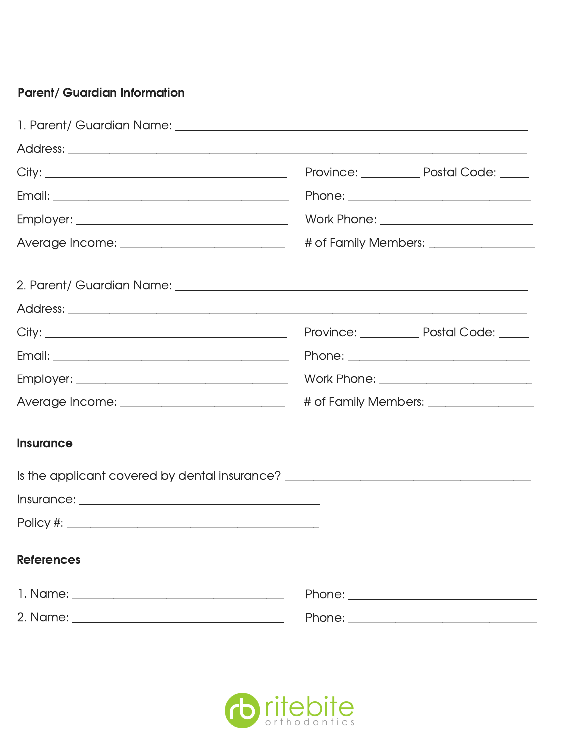**Parent/ Guardian Information**

1. Parent/ Guardian Name: ______________________________________________

Address: ______________________________________________

City: ______________________________ Province: __________ Postal Code: _____

Email: ______________________________ Phone: ______________________________

Employer: ______________________________ Work Phone: ______________________________

Average Income: ______________________________ # of Family Members: ______________________________

2. Parent/ Guardian Name: ______________________________________________

Address: ______________________________________________

City: ______________________________ Province: __________ Postal Code: _____

Email: ______________________________ Phone: ______________________________

Employer: ______________________________ Work Phone: ______________________________

Average Income: ______________________________ # of Family Members: ______________________________

**Insurance**

Is the applicant covered by dental insurance? ______________________________

Insurance: ______________________________

Policy #: ______________________________

**References**

1. Name: ______________________________ Phone: ______________________________

2. Name: ______________________________ Phone: ______________________________

ritebite orthodontics